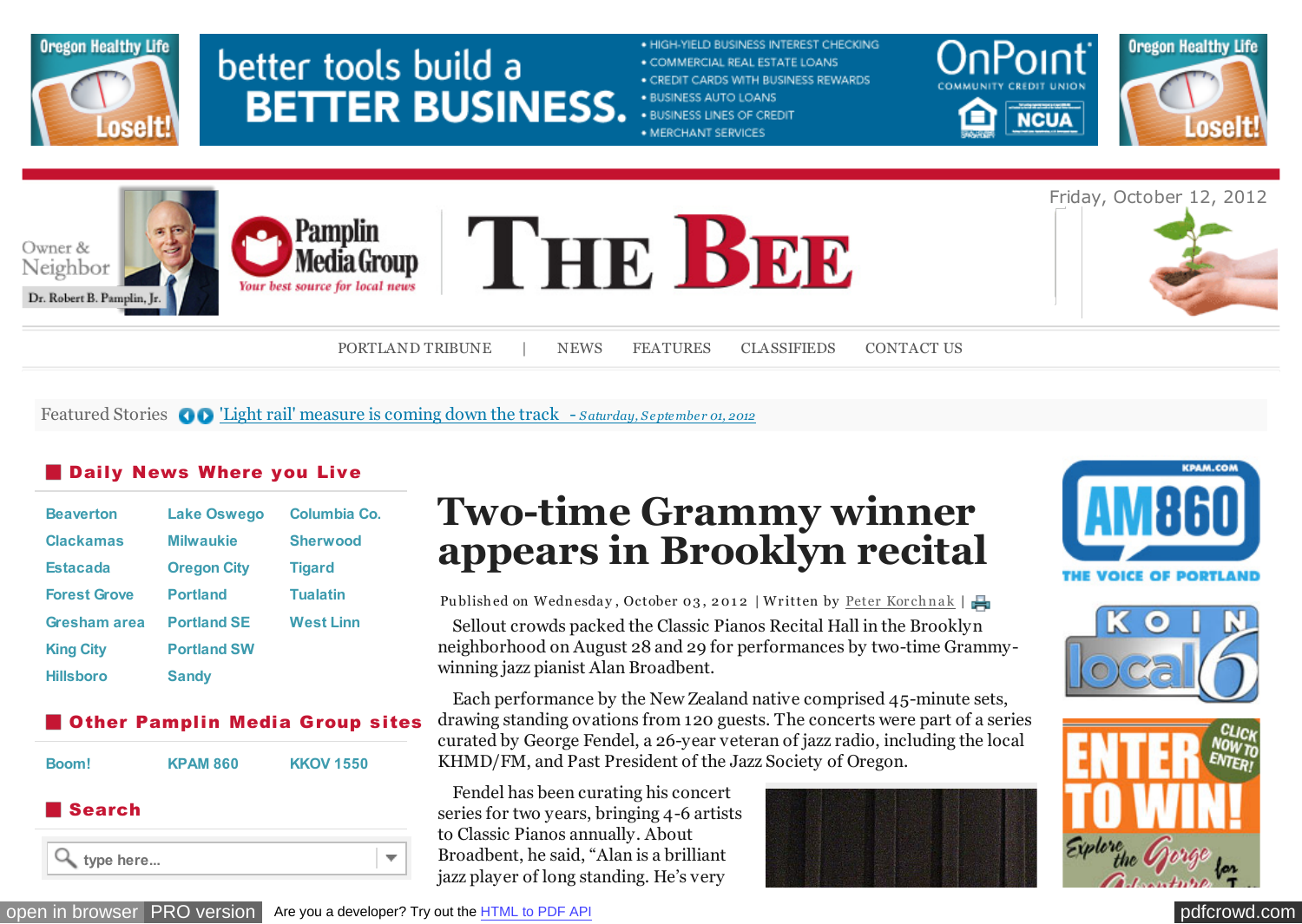Friday, October 12, 2012

PORTLAND TRIBUNE | NEWS FEATURES CLASSIFIEDS CONTACT US

Featured Stories 'Light rail' measure is coming down the track - *Saturday, September 01, 2012*

## Daily News Where you Live

Beaverton, Lake Oswego, Columbia Co., Clackamas, Milwaukie, Sherwood, Estacada, Oregon City, Tigard, Forest Grove, Portland, Tualatin, Gresham area, Portland SE, West Linn, King City, Portland SW, Hillsboro, Sandy

## Other Pamplin Media Group sites

Boom! KPAM 860 KKOV 1550

## Search

# Two-time Grammy winner appears in Brooklyn recital

Published on Wednesday, October 03, 2012 | Written by Peter Korchnak |

Sellout crowds packed the Classic Pianos Recital Hall in the Brooklyn neighborhood on August 28 and 29 for performances by two-time Grammy-winning jazz pianist Alan Broadbent.

Each performance by the New Zealand native comprised 45-minute sets, drawing standing ovations from 120 guests. The concerts were part of a series curated by George Fendel, a 26-year veteran of jazz radio, including the local KHMD/FM, and Past President of the Jazz Society of Oregon.

Fendel has been curating his concert series for two years, bringing 4-6 artists to Classic Pianos annually. About Broadbent, he said, “Alan is a brilliant jazz player of long standing. He’s very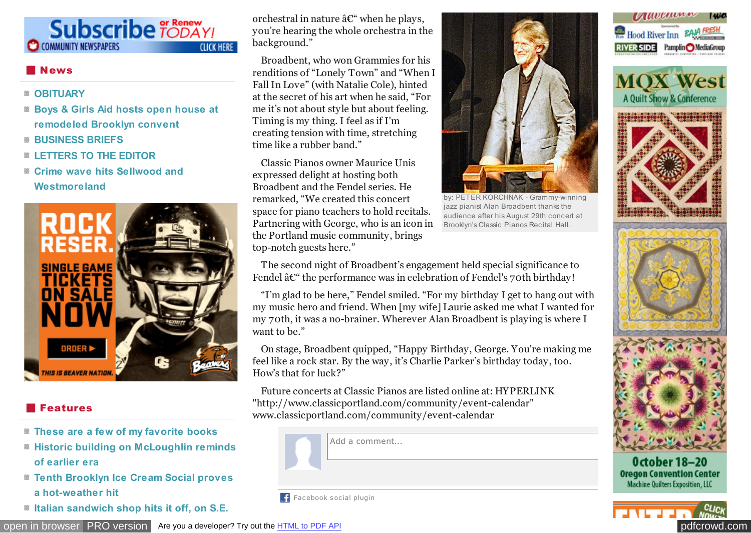## News

- OBITUARY
- Boys & Girls Aid hosts open house at remodeled Brooklyn convent
- BUSINESS BRIEFS
- LETTERS TO THE EDITOR
- Crime wave hits Sellwood and Westmoreland

## Features

- These are a few of my favorite books
- Historic building on McLoughlin reminds of earlier era
- Tenth Brooklyn Ice Cream Social proves a hot-weather hit
- Italian sandwich shop hits it off, on S.E.

orchestral in nature â€“ when he plays, you're hearing the whole orchestra in the background."

Broadbent, who won Grammies for his renditions of "Lonely Town" and "When I Fall In Love" (with Natalie Cole), hinted at the secret of his art when he said, "For me it's not about style but about feeling. Timing is my thing. I feel as if I'm creating tension with time, stretching time like a rubber band."

Classic Pianos owner Maurice Unis expressed delight at hosting both Broadbent and the Fendel series. He remarked, "We created this concert space for piano teachers to hold recitals. Partnering with George, who is an icon in the Portland music community, brings top-notch guests here."

by: PETER KORCHNAK - Grammy-winning jazz pianist Alan Broadbent thanks the audience after his August 29th concert at Brooklyn's Classic Pianos Recital Hall.

The second night of Broadbent's engagement held special significance to Fendel â€“ the performance was in celebration of Fendel's 70th birthday!

"I'm glad to be here," Fendel smiled. "For my birthday I get to hang out with my music hero and friend. When [my wife] Laurie asked me what I wanted for my 70th, it was a no-brainer. Wherever Alan Broadbent is playing is where I want to be."

On stage, Broadbent quipped, "Happy Birthday, George. You're making me feel like a rock star. By the way, it's Charlie Parker's birthday today, too. How's that for luck?"

Future concerts at Classic Pianos are listed online at: HYPERLINK "http://www.classicportland.com/community/event-calendar" www.classicportland.com/community/event-calendar

Add a comment...

Facebook social plugin